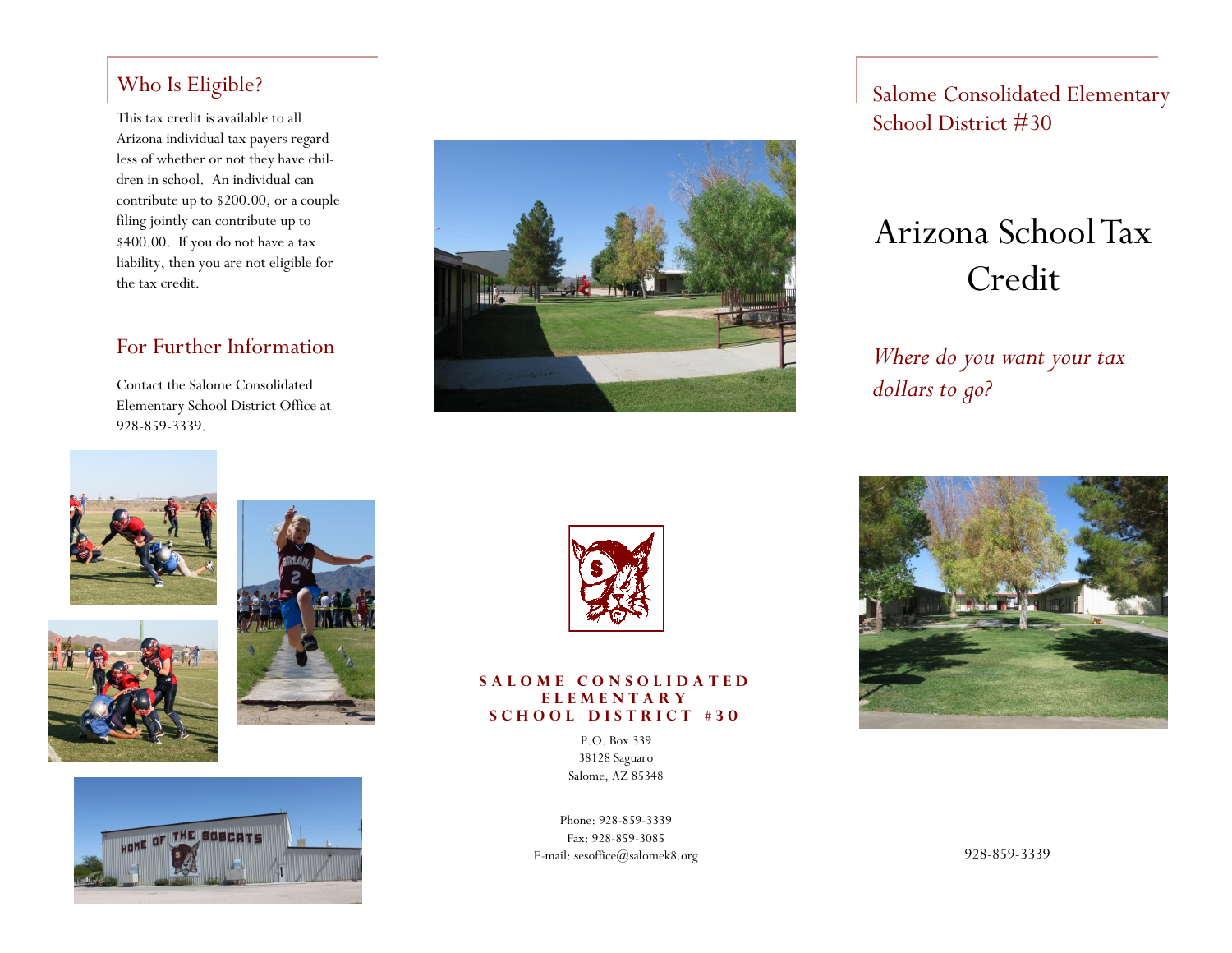## Who Is Eligible?

This tax credit is available to all Arizona individual tax payers regardless of whether or not they have children in school. An individual can contribute up to $200.00, or a couple filing jointly can contribute up to $400.00. If you do not have a tax liability, then you are not eligible for the tax credit.

## For Further Information

Contact the Salome Consolidated Elementary School District Office at 928-859-3339.

**SALOME CONSOLIDATED ELEMENTARY SCHOOL DISTRICT #30**

P.O. Box 339
38128 Saguaro
Salome, AZ 85348

Phone: 928-859-3339
Fax: 928-859-3085
E-mail: sesoffice@salomek8.org

Salome Consolidated Elementary School District #30

# Arizona School Tax Credit

*Where do you want your tax dollars to go?*

928-859-3339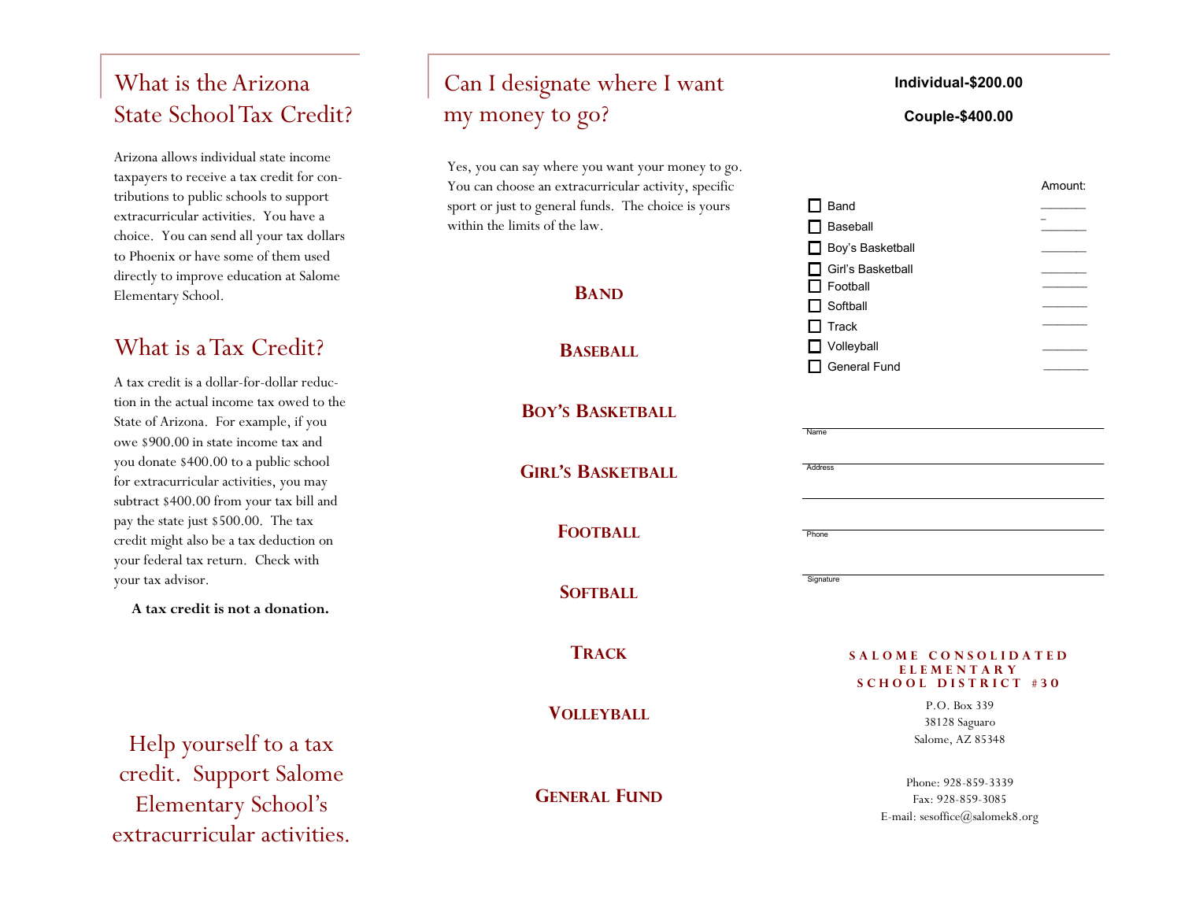## What is the Arizona State School Tax Credit?

Arizona allows individual state income taxpayers to receive a tax credit for contributions to public schools to support extracurricular activities. You have a choice. You can send all your tax dollars to Phoenix or have some of them used directly to improve education at Salome Elementary School.

## What is a Tax Credit?

A tax credit is a dollar-for-dollar reduction in the actual income tax owed to the State of Arizona. For example, if you owe $900.00 in state income tax and you donate $400.00 to a public school for extracurricular activities, you may subtract $400.00 from your tax bill and pay the state just $500.00. The tax credit might also be a tax deduction on your federal tax return. Check with your tax advisor.

**A tax credit is not a donation.**

Help yourself to a tax credit. Support Salome Elementary School's extracurricular activities.

## Can I designate where I want my money to go?

Yes, you can say where you want your money to go. You can choose an extracurricular activity, specific sport or just to general funds. The choice is yours within the limits of the law.

**BAND**

**BASEBALL**

**BOY'S BASKETBALL**

**GIRL'S BASKETBALL**

**FOOTBALL**

**SOFTBALL**

**TRACK**

**VOLLEYBALL**

**GENERAL FUND**

**Individual-$200.00**

**Couple-$400.00**

| | Amount: |
|---|---|
| ☐ Band | _______ |
| ☐ Baseball | _______ |
| ☐ Boy's Basketball | _______ |
| ☐ Girl's Basketball | _______ |
| ☐ Football | _______ |
| ☐ Softball | _______ |
| ☐ Track | _______ |
| ☐ Volleyball | _______ |
| ☐ General Fund | _______ |

Name ______________________________

Address ______________________________

______________________________

Phone ______________________________

Signature ______________________________

**SALOME CONSOLIDATED ELEMENTARY SCHOOL DISTRICT #30**

P.O. Box 339
38128 Saguaro
Salome, AZ 85348

Phone: 928-859-3339
Fax: 928-859-3085
E-mail: sesoffice@salomek8.org